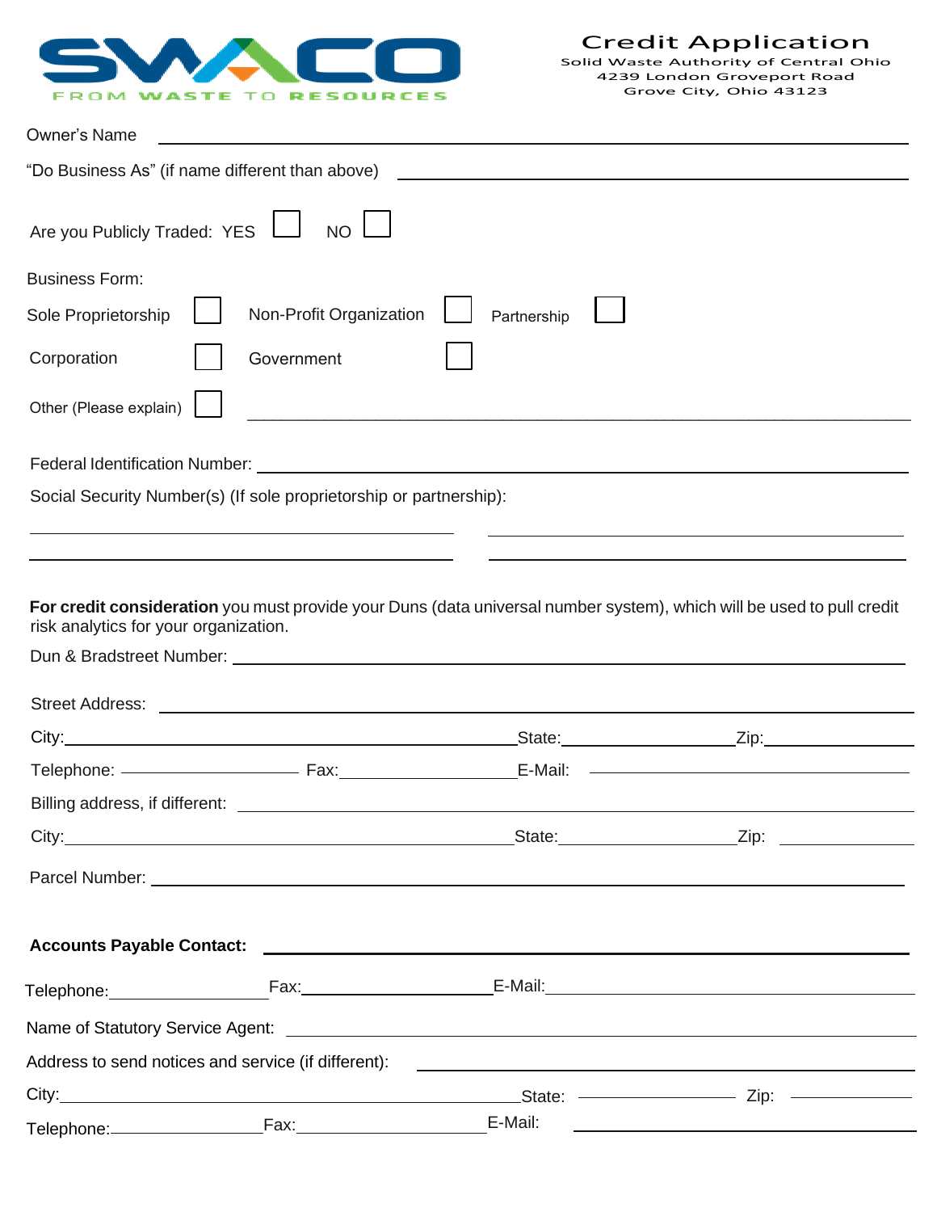SWACO
FROM WASTE TO RESOURCES

# Credit Application

Solid Waste Authority of Central Ohio
4239 London Groveport Road
Grove City, Ohio 43123

Owner's Name ______________________________

"Do Business As" (if name different than above) ______________________________

Are you Publicly Traded: YES ☐ NO ☐

Business Form:

Sole Proprietorship ☐ Non-Profit Organization ☐ Partnership ☐

Corporation ☐ Government ☐

Other (Please explain) ☐ ______________________________

Federal Identification Number: ______________________________

Social Security Number(s) (If sole proprietorship or partnership):

______________________________ ______________________________

______________________________ ______________________________

**For credit consideration** you must provide your Duns (data universal number system), which will be used to pull credit risk analytics for your organization.

Dun & Bradstreet Number: ______________________________

Street Address: ______________________________

City: ____________________ State: __________ Zip: __________

Telephone: __________ Fax: __________ E-Mail: __________

Billing address, if different: ______________________________

City: ____________________ State: __________ Zip: __________

Parcel Number: ______________________________

**Accounts Payable Contact:** ______________________________

Telephone: __________ Fax: __________ E-Mail: __________

Name of Statutory Service Agent: ______________________________

Address to send notices and service (if different): ______________________________

City: ____________________ State: __________ Zip: __________

Telephone: __________ Fax: __________ E-Mail: __________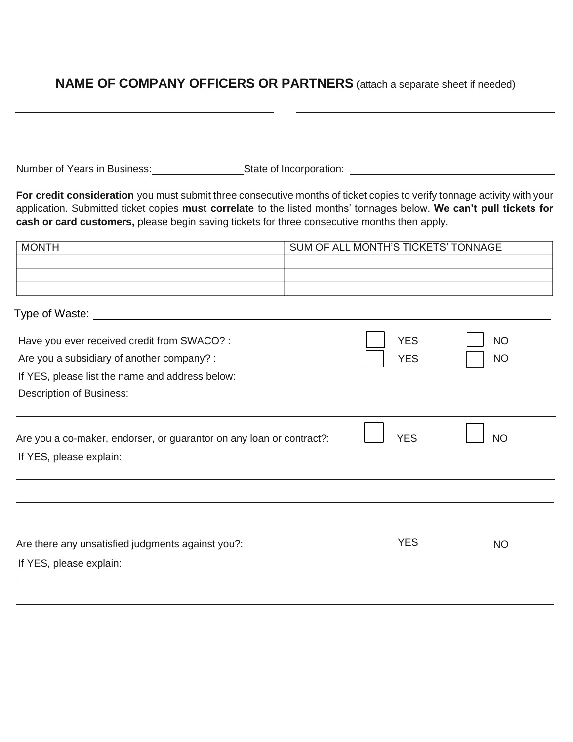## **NAME OF COMPANY OFFICERS OR PARTNERS** (attach a separate sheet if needed)

______________________________ ______________________________

______________________________ ______________________________

Number of Years in Business: ______________ State of Incorporation: ______________________________

**For credit consideration** you must submit three consecutive months of ticket copies to verify tonnage activity with your application. Submitted ticket copies **must correlate** to the listed months' tonnages below. **We can't pull tickets for cash or card customers,** please begin saving tickets for three consecutive months then apply.

| MONTH | SUM OF ALL MONTH'S TICKETS' TONNAGE |
|---|---|
| | |
| | |
| | |

Type of Waste: ______________________________________________________________

Have you ever received credit from SWACO? : ☐ YES ☐ NO

Are you a subsidiary of another company? : ☐ YES ☐ NO

If YES, please list the name and address below:

Description of Business:

______________________________________________________________

Are you a co-maker, endorser, or guarantor on any loan or contract?: ☐ YES ☐ NO

If YES, please explain:

______________________________________________________________

______________________________________________________________

Are there any unsatisfied judgments against you?: YES NO

If YES, please explain:

______________________________________________________________

______________________________________________________________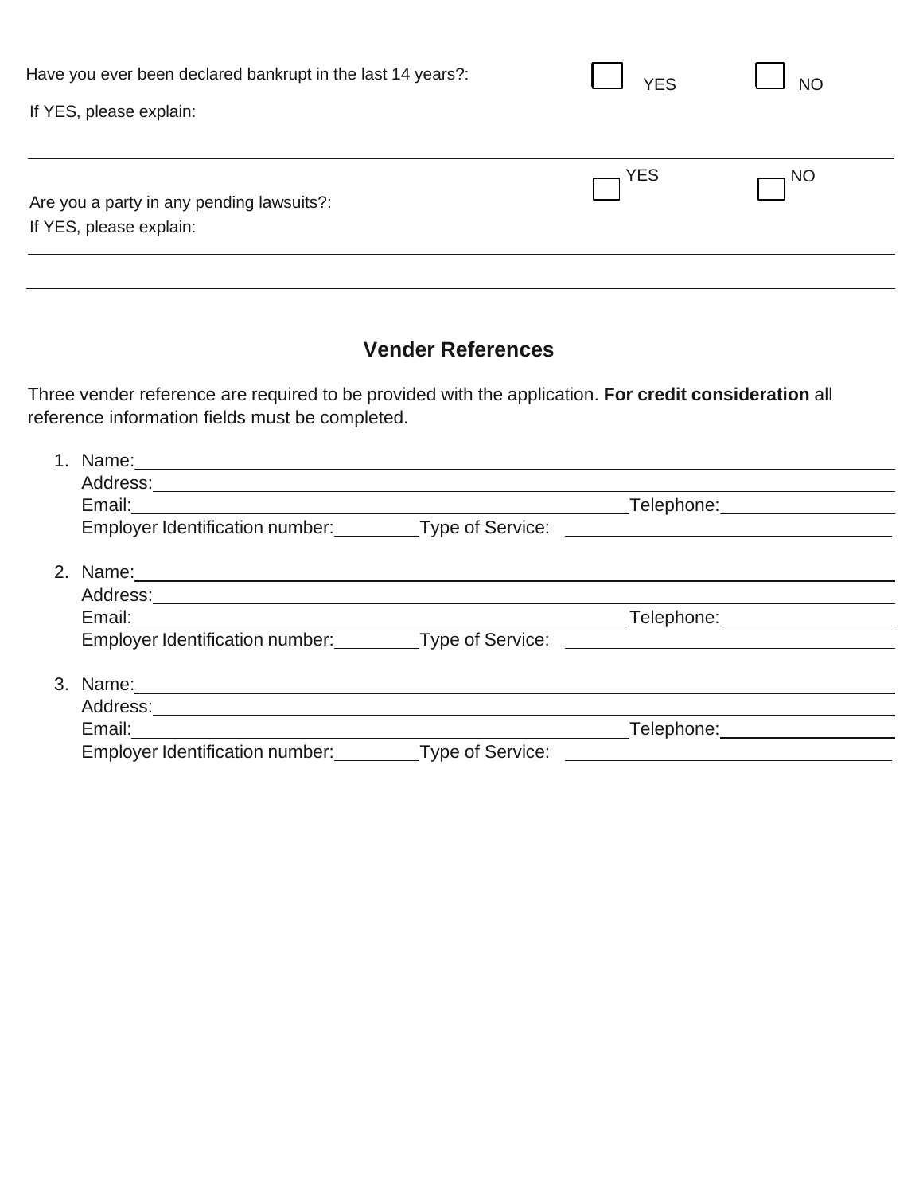Have you ever been declared bankrupt in the last 14 years?: ☐ YES ☐ NO

If YES, please explain:

---

Are you a party in any pending lawsuits?: ☐ YES ☐ NO

If YES, please explain:

---

---

## Vender References

Three vender reference are required to be provided with the application. **For credit consideration** all reference information fields must be completed.

1. Name: \_\_\_\_\_\_\_\_\_\_\_\_\_\_\_\_\_\_\_\_\_\_\_\_\_\_\_\_\_\_\_\_\_\_\_\_\_\_\_\_
   Address: \_\_\_\_\_\_\_\_\_\_\_\_\_\_\_\_\_\_\_\_\_\_\_\_\_\_\_\_\_\_\_\_\_\_\_\_\_\_
   Email: \_\_\_\_\_\_\_\_\_\_\_\_\_\_\_\_\_\_\_\_\_\_\_\_\_\_\_\_ Telephone: \_\_\_\_\_\_\_\_\_\_\_\_\_\_
   Employer Identification number: \_\_\_\_\_\_\_\_ Type of Service: \_\_\_\_\_\_\_\_\_\_\_\_\_\_\_\_\_\_\_\_

2. Name: \_\_\_\_\_\_\_\_\_\_\_\_\_\_\_\_\_\_\_\_\_\_\_\_\_\_\_\_\_\_\_\_\_\_\_\_\_\_\_\_
   Address: \_\_\_\_\_\_\_\_\_\_\_\_\_\_\_\_\_\_\_\_\_\_\_\_\_\_\_\_\_\_\_\_\_\_\_\_\_\_
   Email: \_\_\_\_\_\_\_\_\_\_\_\_\_\_\_\_\_\_\_\_\_\_\_\_\_\_\_\_ Telephone: \_\_\_\_\_\_\_\_\_\_\_\_\_\_
   Employer Identification number: \_\_\_\_\_\_\_\_ Type of Service: \_\_\_\_\_\_\_\_\_\_\_\_\_\_\_\_\_\_\_\_

3. Name: \_\_\_\_\_\_\_\_\_\_\_\_\_\_\_\_\_\_\_\_\_\_\_\_\_\_\_\_\_\_\_\_\_\_\_\_\_\_\_\_
   Address: \_\_\_\_\_\_\_\_\_\_\_\_\_\_\_\_\_\_\_\_\_\_\_\_\_\_\_\_\_\_\_\_\_\_\_\_\_\_
   Email: \_\_\_\_\_\_\_\_\_\_\_\_\_\_\_\_\_\_\_\_\_\_\_\_\_\_\_\_ Telephone: \_\_\_\_\_\_\_\_\_\_\_\_\_\_
   Employer Identification number: \_\_\_\_\_\_\_\_ Type of Service: \_\_\_\_\_\_\_\_\_\_\_\_\_\_\_\_\_\_\_\_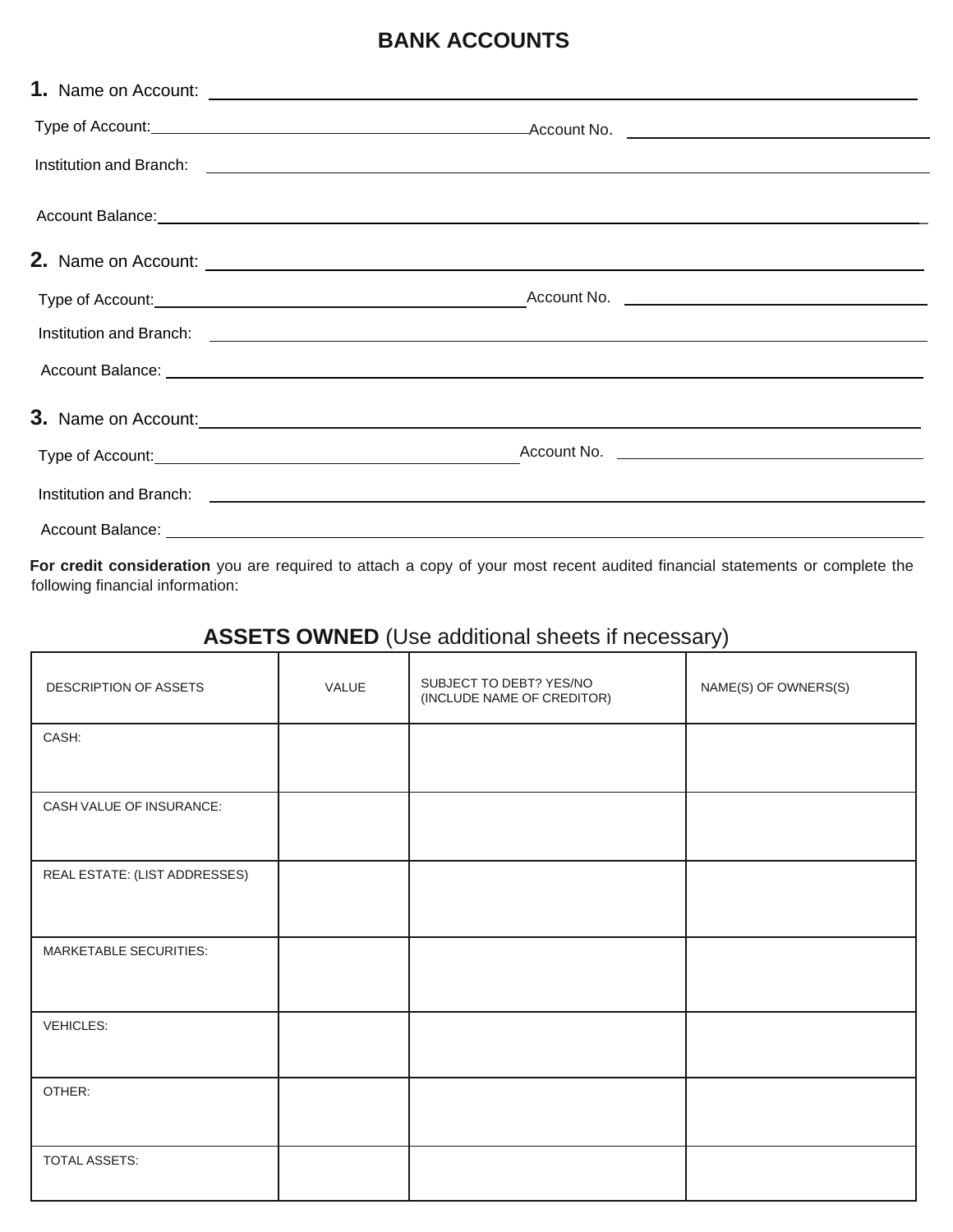# BANK ACCOUNTS

**1.** Name on Account: ______________________________

Type of Account: ______________________________ Account No. ______________________________

Institution and Branch: ______________________________

Account Balance: ______________________________

**2.** Name on Account: ______________________________

Type of Account: ______________________________ Account No. ______________________________

Institution and Branch: ______________________________

Account Balance: ______________________________

**3.** Name on Account: ______________________________

Type of Account: ______________________________ Account No. ______________________________

Institution and Branch: ______________________________

Account Balance: ______________________________

**For credit consideration** you are required to attach a copy of your most recent audited financial statements or complete the following financial information:

## ASSETS OWNED (Use additional sheets if necessary)

| DESCRIPTION OF ASSETS | VALUE | SUBJECT TO DEBT? YES/NO (INCLUDE NAME OF CREDITOR) | NAME(S) OF OWNERS(S) |
|---|---|---|---|
| CASH: | | | |
| CASH VALUE OF INSURANCE: | | | |
| REAL ESTATE: (LIST ADDRESSES) | | | |
| MARKETABLE SECURITIES: | | | |
| VEHICLES: | | | |
| OTHER: | | | |
| TOTAL ASSETS: | | | |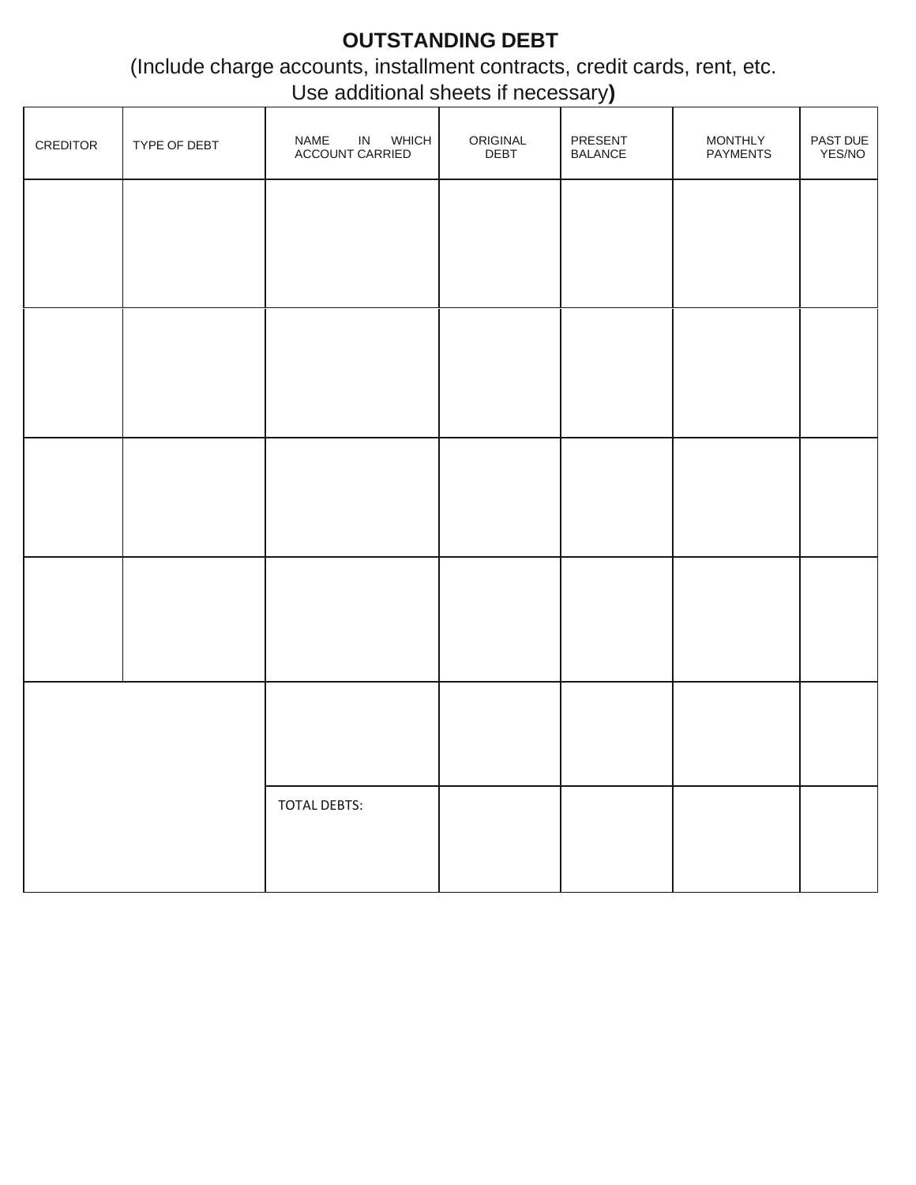## OUTSTANDING DEBT

(Include charge accounts, installment contracts, credit cards, rent, etc.
Use additional sheets if necessary)

| CREDITOR | TYPE OF DEBT | NAME IN WHICH ACCOUNT CARRIED | ORIGINAL DEBT | PRESENT BALANCE | MONTHLY PAYMENTS | PAST DUE YES/NO |
|---|---|---|---|---|---|---|
| | | | | | | |
| | | | | | | |
| | | | | | | |
| | | | | | | |
| | | | | | | |
| | | TOTAL DEBTS: | | | | |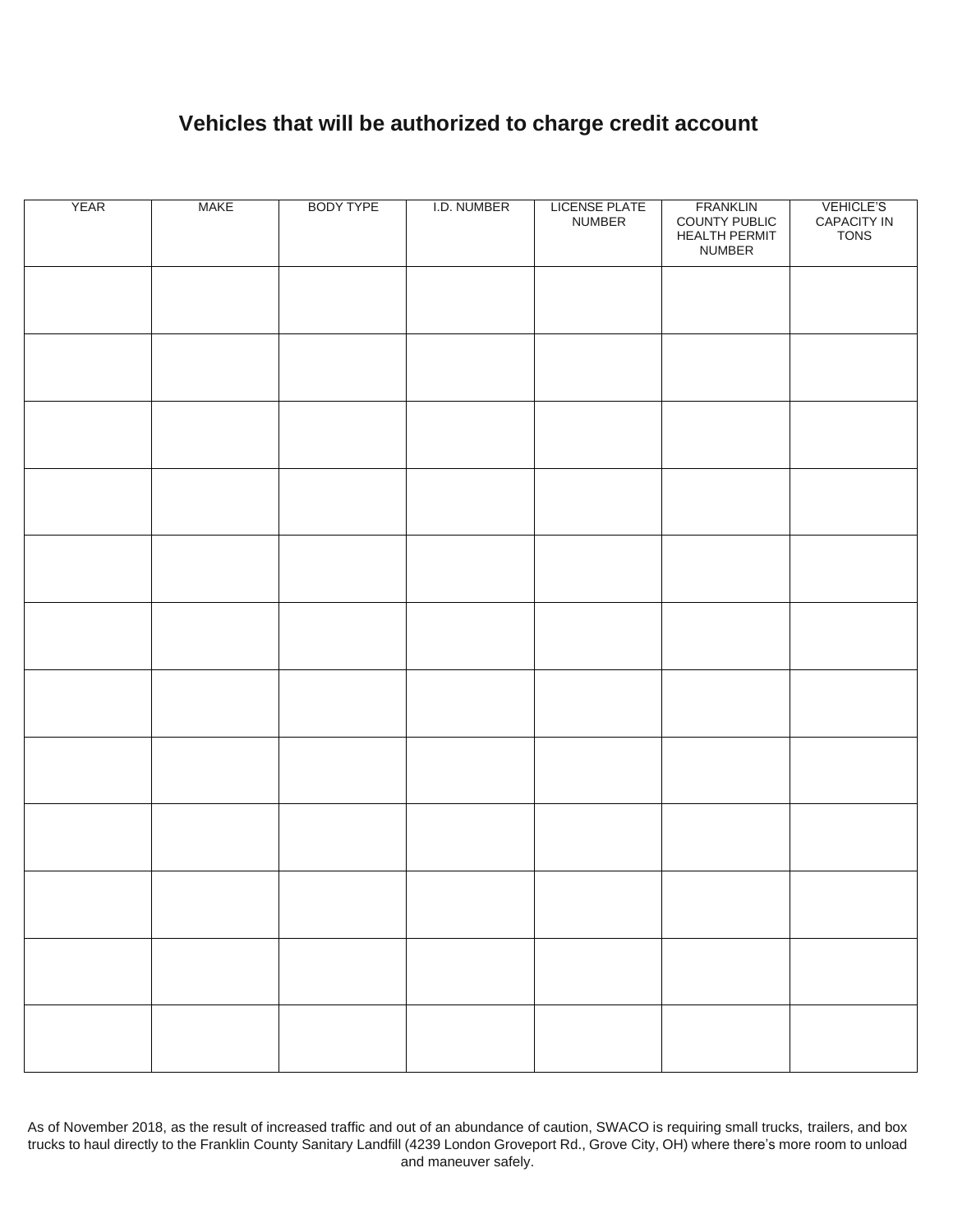## Vehicles that will be authorized to charge credit account

| YEAR | MAKE | BODY TYPE | I.D. NUMBER | LICENSE PLATE NUMBER | FRANKLIN COUNTY PUBLIC HEALTH PERMIT NUMBER | VEHICLE'S CAPACITY IN TONS |
|---|---|---|---|---|---|---|
| | | | | | | |
| | | | | | | |
| | | | | | | |
| | | | | | | |
| | | | | | | |
| | | | | | | |
| | | | | | | |
| | | | | | | |
| | | | | | | |
| | | | | | | |
| | | | | | | |
| | | | | | | |

As of November 2018, as the result of increased traffic and out of an abundance of caution, SWACO is requiring small trucks, trailers, and box trucks to haul directly to the Franklin County Sanitary Landfill (4239 London Groveport Rd., Grove City, OH) where there's more room to unload and maneuver safely.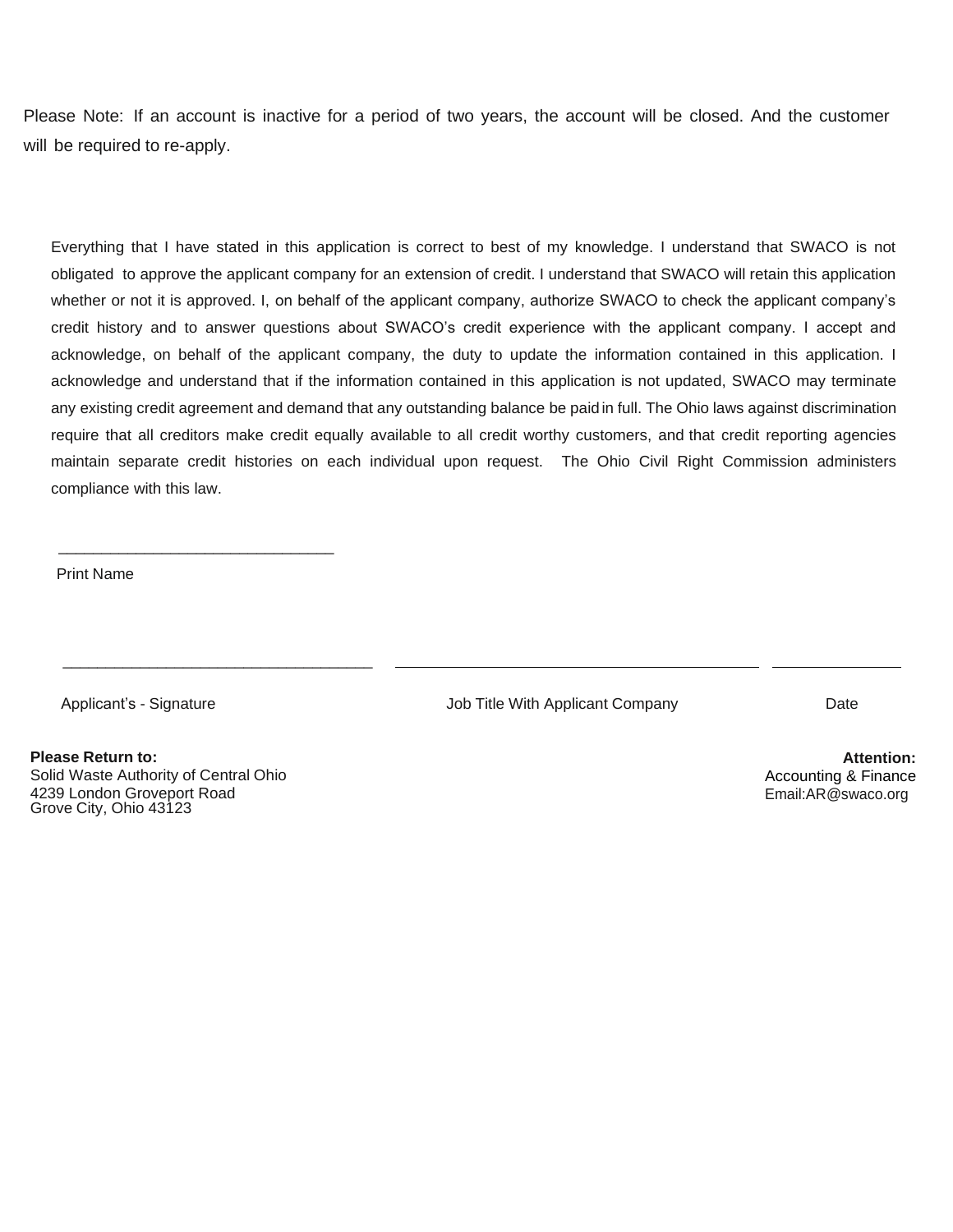Please Note: If an account is inactive for a period of two years, the account will be closed. And the customer will be required to re-apply.

Everything that I have stated in this application is correct to best of my knowledge. I understand that SWACO is not obligated to approve the applicant company for an extension of credit. I understand that SWACO will retain this application whether or not it is approved. I, on behalf of the applicant company, authorize SWACO to check the applicant company's credit history and to answer questions about SWACO's credit experience with the applicant company. I accept and acknowledge, on behalf of the applicant company, the duty to update the information contained in this application. I acknowledge and understand that if the information contained in this application is not updated, SWACO may terminate any existing credit agreement and demand that any outstanding balance be paid in full. The Ohio laws against discrimination require that all creditors make credit equally available to all credit worthy customers, and that credit reporting agencies maintain separate credit histories on each individual upon request. The Ohio Civil Right Commission administers compliance with this law.

________________________________

Print Name

____________________________________ ____________________________________ ______________

Applicant's - Signature Job Title With Applicant Company Date

**Please Return to:**
Solid Waste Authority of Central Ohio
4239 London Groveport Road
Grove City, Ohio 43123

**Attention:**
Accounting & Finance
Email:AR@swaco.org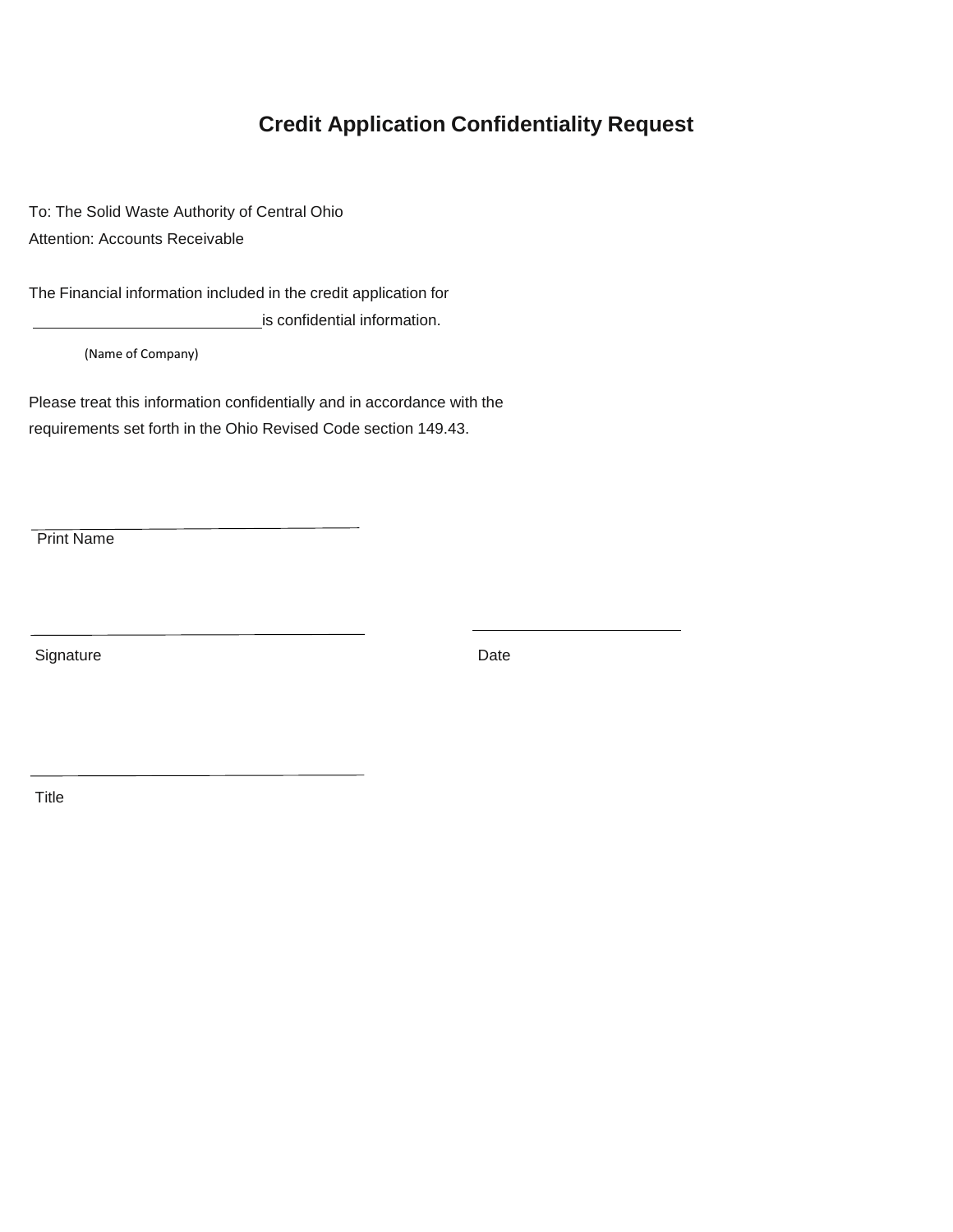# Credit Application Confidentiality Request

To: The Solid Waste Authority of Central Ohio

Attention: Accounts Receivable

The Financial information included in the credit application for

\_\_\_\_\_\_\_\_\_\_\_\_\_\_\_\_\_\_\_\_\_\_\_\_\_\_\_\_ is confidential information.

(Name of Company)

Please treat this information confidentially and in accordance with the requirements set forth in the Ohio Revised Code section 149.43.

\_\_\_\_\_\_\_\_\_\_\_\_\_\_\_\_\_\_\_\_\_\_\_\_\_\_\_\_\_\_\_\_\_\_\_\_\_\_\_\_

Print Name

\_\_\_\_\_\_\_\_\_\_\_\_\_\_\_\_\_\_\_\_\_\_\_\_\_\_\_\_\_\_\_\_\_\_\_\_\_\_\_\_ \_\_\_\_\_\_\_\_\_\_\_\_\_\_\_\_\_\_\_\_\_\_\_\_\_\_

Signature Date

\_\_\_\_\_\_\_\_\_\_\_\_\_\_\_\_\_\_\_\_\_\_\_\_\_\_\_\_\_\_\_\_\_\_\_\_\_\_\_\_

Title